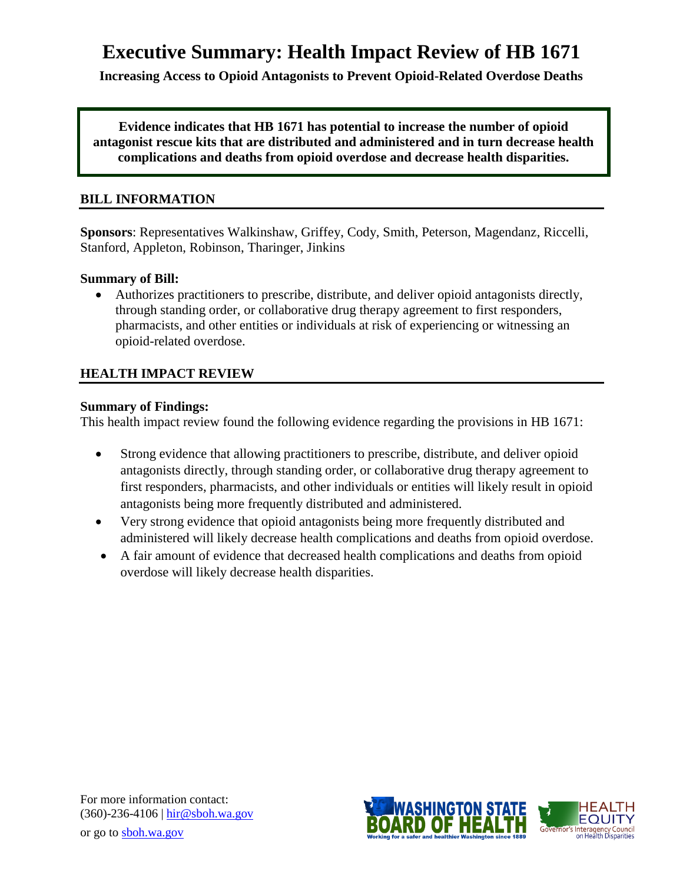# Executive Summary: Health Impact Review of HB 1671

**Increasing Access to Opioid Antagonists to Prevent Opioid-Related Overdose Deaths**

**Evidence indicates that HB 1671 has potential to increase the number of opioid antagonist rescue kits that are distributed and administered and in turn decrease health complications and deaths from opioid overdose and decrease health disparities.**

## BILL INFORMATION

**Sponsors**: Representatives Walkinshaw, Griffey, Cody, Smith, Peterson, Magendanz, Riccelli, Stanford, Appleton, Robinson, Tharinger, Jinkins

**Summary of Bill:**

- Authorizes practitioners to prescribe, distribute, and deliver opioid antagonists directly, through standing order, or collaborative drug therapy agreement to first responders, pharmacists, and other entities or individuals at risk of experiencing or witnessing an opioid-related overdose.

## HEALTH IMPACT REVIEW

**Summary of Findings:**

This health impact review found the following evidence regarding the provisions in HB 1671:

- Strong evidence that allowing practitioners to prescribe, distribute, and deliver opioid antagonists directly, through standing order, or collaborative drug therapy agreement to first responders, pharmacists, and other individuals or entities will likely result in opioid antagonists being more frequently distributed and administered.
- Very strong evidence that opioid antagonists being more frequently distributed and administered will likely decrease health complications and deaths from opioid overdose.
- A fair amount of evidence that decreased health complications and deaths from opioid overdose will likely decrease health disparities.

For more information contact:
(360)-236-4106 | hir@sboh.wa.gov
or go to sboh.wa.gov

WASHINGTON STATE BOARD OF HEALTH
Working for a safer and healthier Washington since 1889

HEALTH EQUITY
Governor's Interagency Council on Health Disparities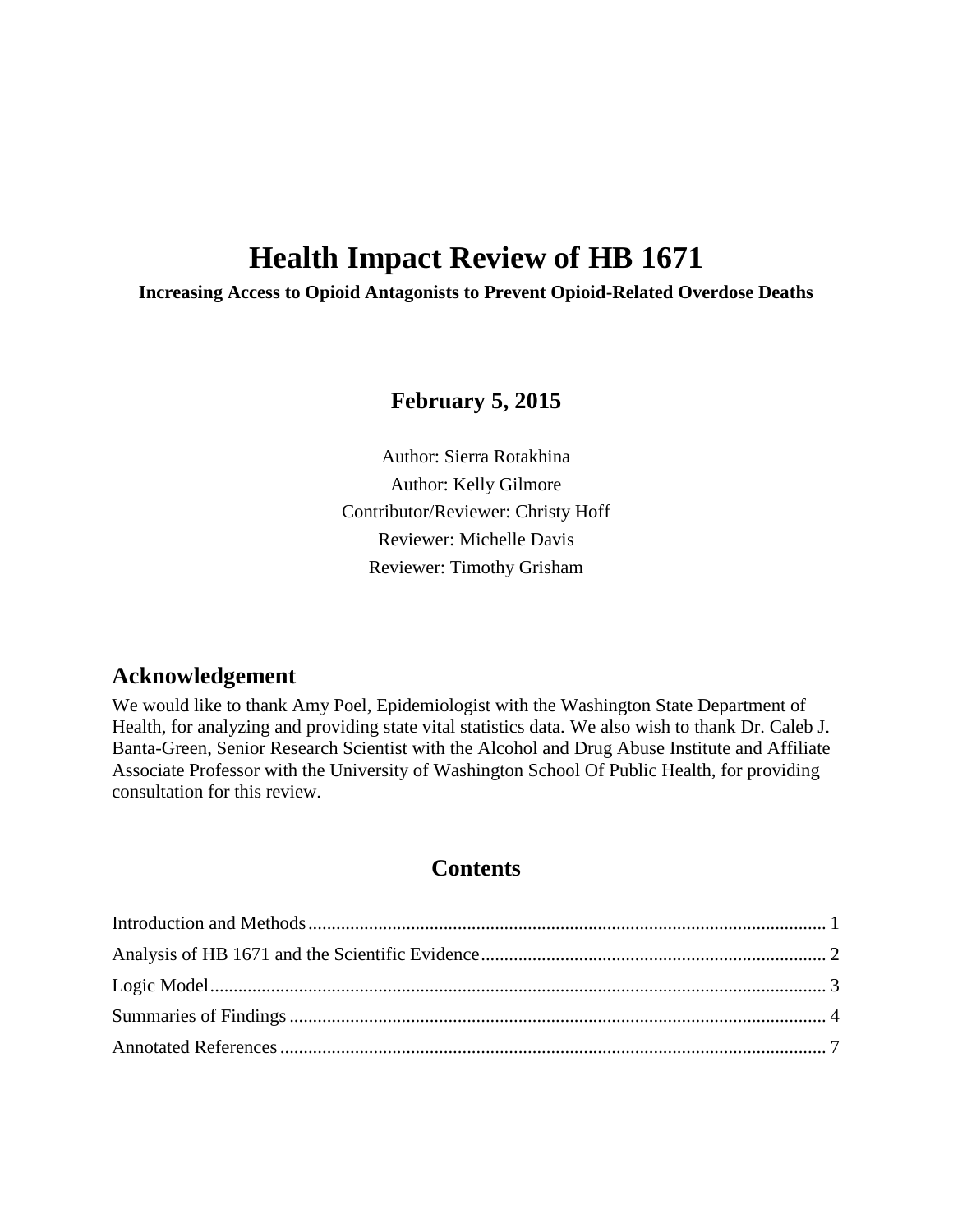# Health Impact Review of HB 1671

**Increasing Access to Opioid Antagonists to Prevent Opioid-Related Overdose Deaths**

**February 5, 2015**

Author: Sierra Rotakhina
Author: Kelly Gilmore
Contributor/Reviewer: Christy Hoff
Reviewer: Michelle Davis
Reviewer: Timothy Grisham

## Acknowledgement

We would like to thank Amy Poel, Epidemiologist with the Washington State Department of Health, for analyzing and providing state vital statistics data. We also wish to thank Dr. Caleb J. Banta-Green, Senior Research Scientist with the Alcohol and Drug Abuse Institute and Affiliate Associate Professor with the University of Washington School Of Public Health, for providing consultation for this review.

## Contents

Introduction and Methods .......... 1
Analysis of HB 1671 and the Scientific Evidence .......... 2
Logic Model .......... 3
Summaries of Findings .......... 4
Annotated References .......... 7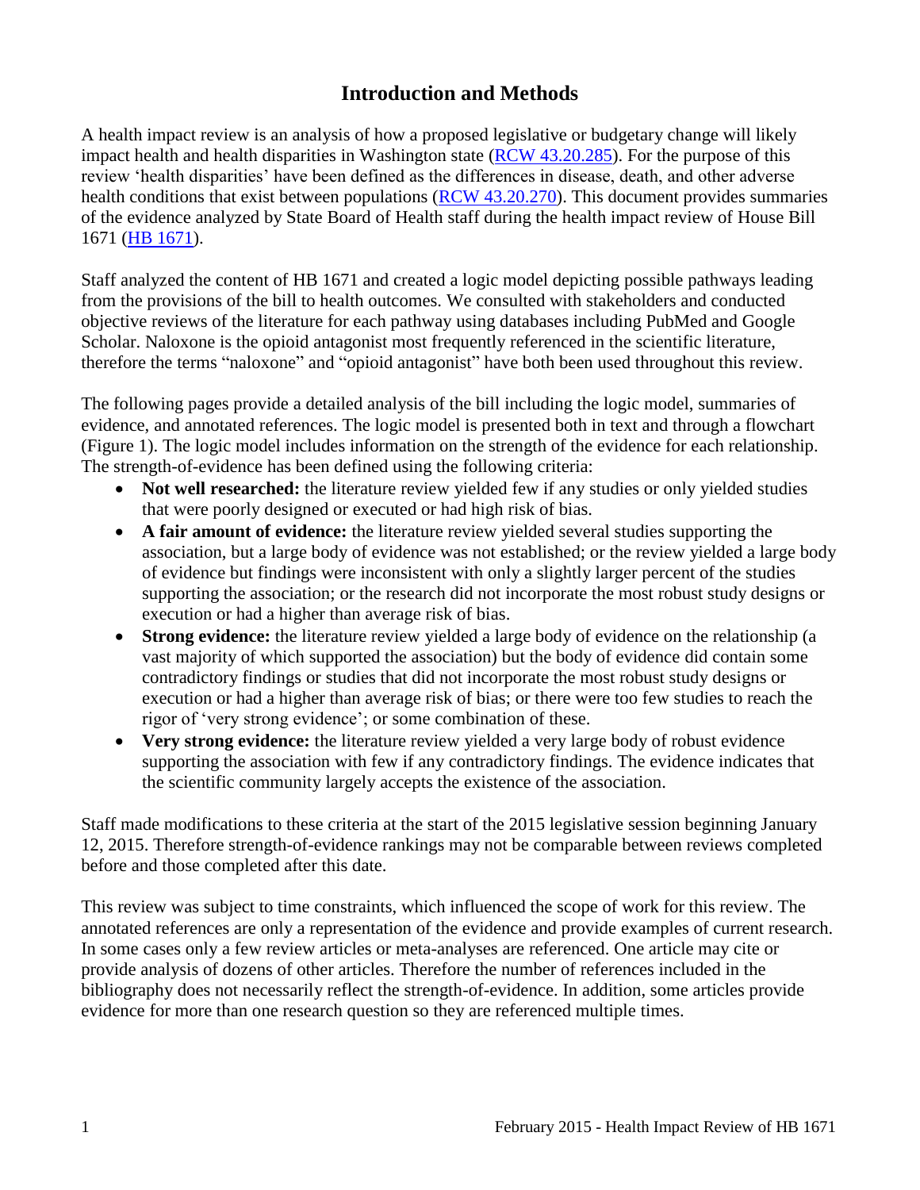# Introduction and Methods

A health impact review is an analysis of how a proposed legislative or budgetary change will likely impact health and health disparities in Washington state ([RCW 43.20.285](RCW 43.20.285)). For the purpose of this review 'health disparities' have been defined as the differences in disease, death, and other adverse health conditions that exist between populations ([RCW 43.20.270](RCW 43.20.270)). This document provides summaries of the evidence analyzed by State Board of Health staff during the health impact review of House Bill 1671 ([HB 1671](HB 1671)).

Staff analyzed the content of HB 1671 and created a logic model depicting possible pathways leading from the provisions of the bill to health outcomes. We consulted with stakeholders and conducted objective reviews of the literature for each pathway using databases including PubMed and Google Scholar. Naloxone is the opioid antagonist most frequently referenced in the scientific literature, therefore the terms "naloxone" and "opioid antagonist" have both been used throughout this review.

The following pages provide a detailed analysis of the bill including the logic model, summaries of evidence, and annotated references. The logic model is presented both in text and through a flowchart (Figure 1). The logic model includes information on the strength of the evidence for each relationship. The strength-of-evidence has been defined using the following criteria:

- **Not well researched:** the literature review yielded few if any studies or only yielded studies that were poorly designed or executed or had high risk of bias.
- **A fair amount of evidence:** the literature review yielded several studies supporting the association, but a large body of evidence was not established; or the review yielded a large body of evidence but findings were inconsistent with only a slightly larger percent of the studies supporting the association; or the research did not incorporate the most robust study designs or execution or had a higher than average risk of bias.
- **Strong evidence:** the literature review yielded a large body of evidence on the relationship (a vast majority of which supported the association) but the body of evidence did contain some contradictory findings or studies that did not incorporate the most robust study designs or execution or had a higher than average risk of bias; or there were too few studies to reach the rigor of 'very strong evidence'; or some combination of these.
- **Very strong evidence:** the literature review yielded a very large body of robust evidence supporting the association with few if any contradictory findings. The evidence indicates that the scientific community largely accepts the existence of the association.

Staff made modifications to these criteria at the start of the 2015 legislative session beginning January 12, 2015. Therefore strength-of-evidence rankings may not be comparable between reviews completed before and those completed after this date.

This review was subject to time constraints, which influenced the scope of work for this review. The annotated references are only a representation of the evidence and provide examples of current research. In some cases only a few review articles or meta-analyses are referenced. One article may cite or provide analysis of dozens of other articles. Therefore the number of references included in the bibliography does not necessarily reflect the strength-of-evidence. In addition, some articles provide evidence for more than one research question so they are referenced multiple times.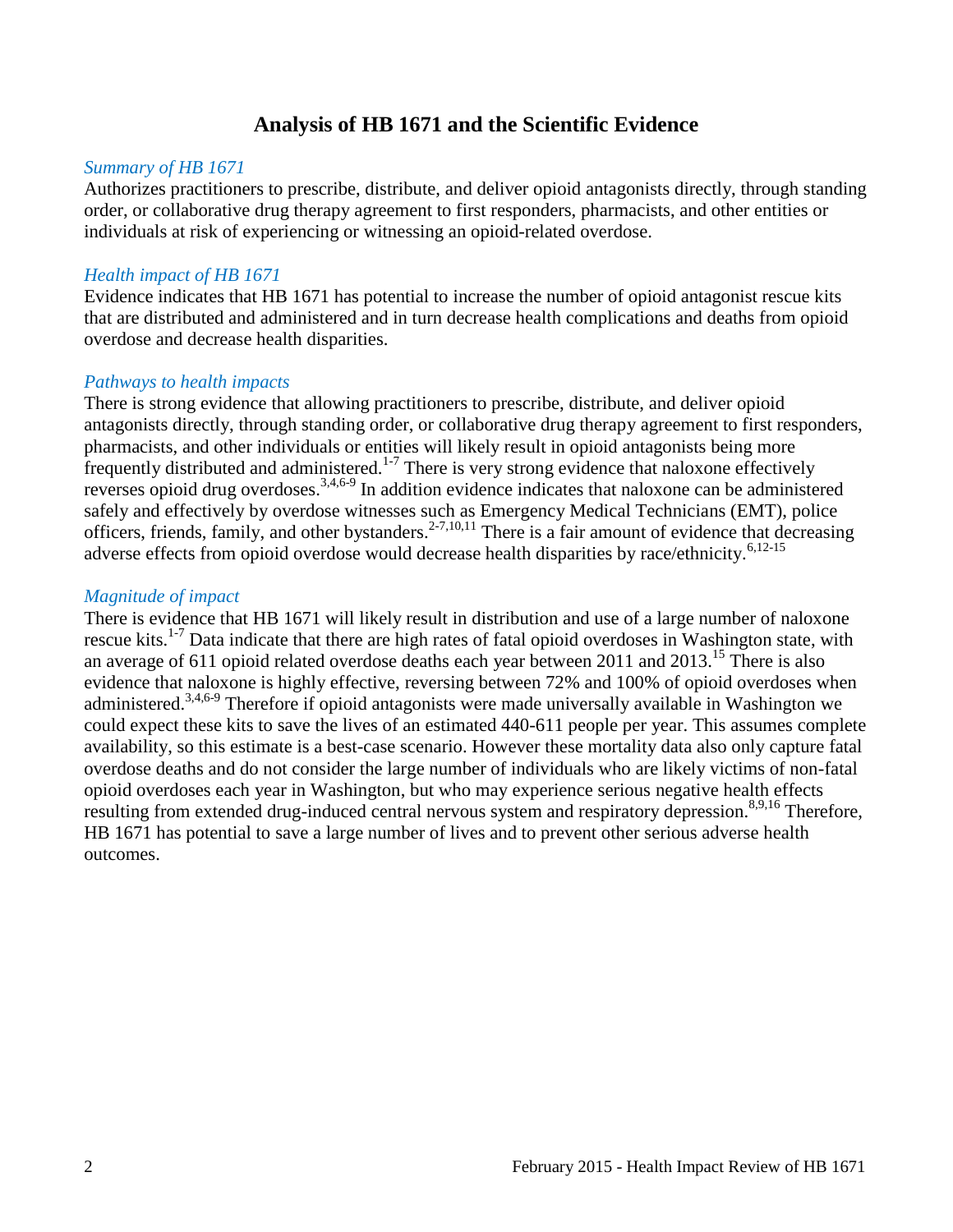# Analysis of HB 1671 and the Scientific Evidence

*Summary of HB 1671*

Authorizes practitioners to prescribe, distribute, and deliver opioid antagonists directly, through standing order, or collaborative drug therapy agreement to first responders, pharmacists, and other entities or individuals at risk of experiencing or witnessing an opioid-related overdose.

*Health impact of HB 1671*

Evidence indicates that HB 1671 has potential to increase the number of opioid antagonist rescue kits that are distributed and administered and in turn decrease health complications and deaths from opioid overdose and decrease health disparities.

*Pathways to health impacts*

There is strong evidence that allowing practitioners to prescribe, distribute, and deliver opioid antagonists directly, through standing order, or collaborative drug therapy agreement to first responders, pharmacists, and other individuals or entities will likely result in opioid antagonists being more frequently distributed and administered.[1-7] There is very strong evidence that naloxone effectively reverses opioid drug overdoses.[3,4,6-9] In addition evidence indicates that naloxone can be administered safely and effectively by overdose witnesses such as Emergency Medical Technicians (EMT), police officers, friends, family, and other bystanders.[2-7,10,11] There is a fair amount of evidence that decreasing adverse effects from opioid overdose would decrease health disparities by race/ethnicity.[6,12-15]

*Magnitude of impact*

There is evidence that HB 1671 will likely result in distribution and use of a large number of naloxone rescue kits.[1-7] Data indicate that there are high rates of fatal opioid overdoses in Washington state, with an average of 611 opioid related overdose deaths each year between 2011 and 2013.[15] There is also evidence that naloxone is highly effective, reversing between 72% and 100% of opioid overdoses when administered.[3,4,6-9] Therefore if opioid antagonists were made universally available in Washington we could expect these kits to save the lives of an estimated 440-611 people per year. This assumes complete availability, so this estimate is a best-case scenario. However these mortality data also only capture fatal overdose deaths and do not consider the large number of individuals who are likely victims of non-fatal opioid overdoses each year in Washington, but who may experience serious negative health effects resulting from extended drug-induced central nervous system and respiratory depression.[8,9,16] Therefore, HB 1671 has potential to save a large number of lives and to prevent other serious adverse health outcomes.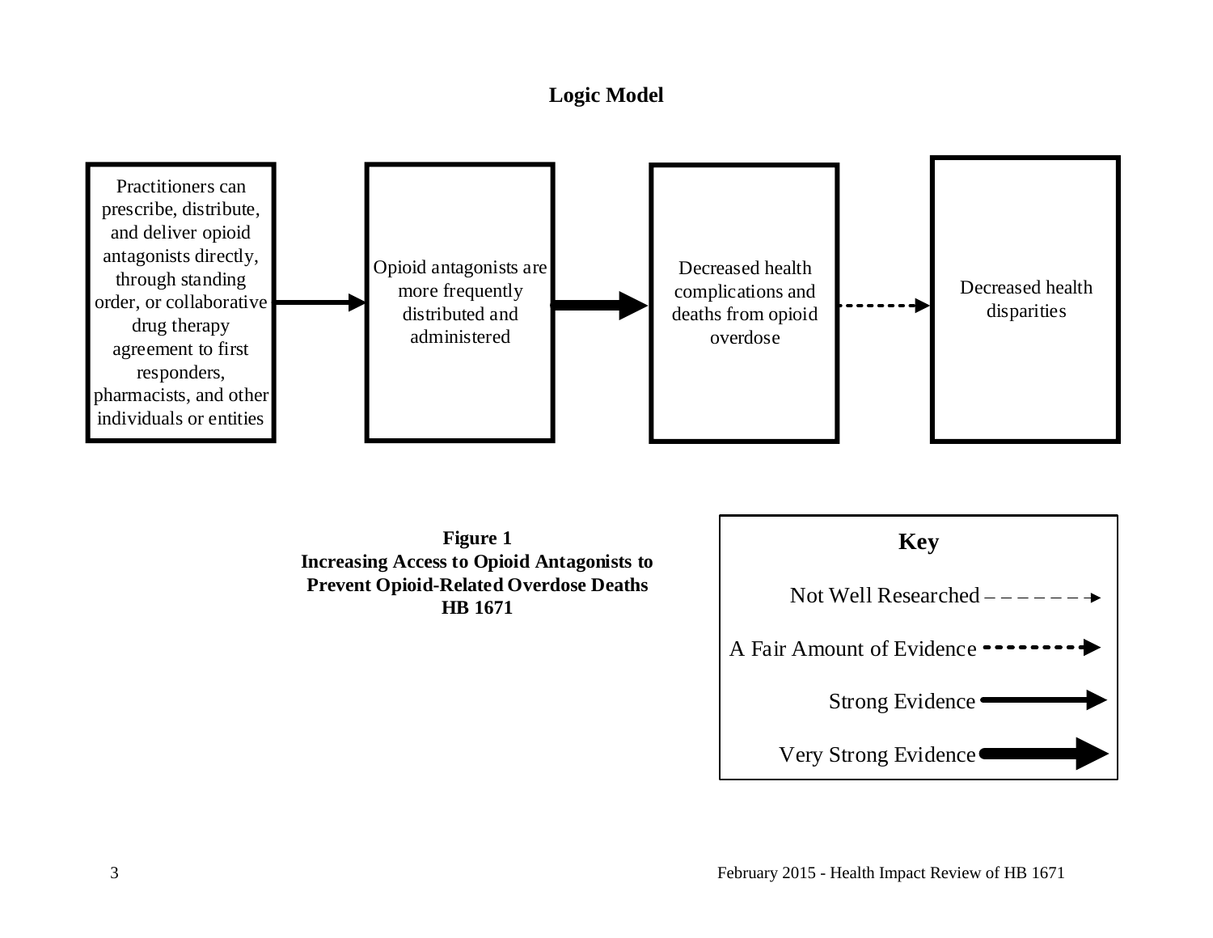## Logic Model

Practitioners can prescribe, distribute, and deliver opioid antagonists directly, through standing order, or collaborative drug therapy agreement to first responders, pharmacists, and other individuals or entities

Opioid antagonists are more frequently distributed and administered

Decreased health complications and deaths from opioid overdose

Decreased health disparities

**Figure 1**
**Increasing Access to Opioid Antagonists to Prevent Opioid-Related Overdose Deaths**
**HB 1671**

**Key**

Not Well Researched

A Fair Amount of Evidence

Strong Evidence

Very Strong Evidence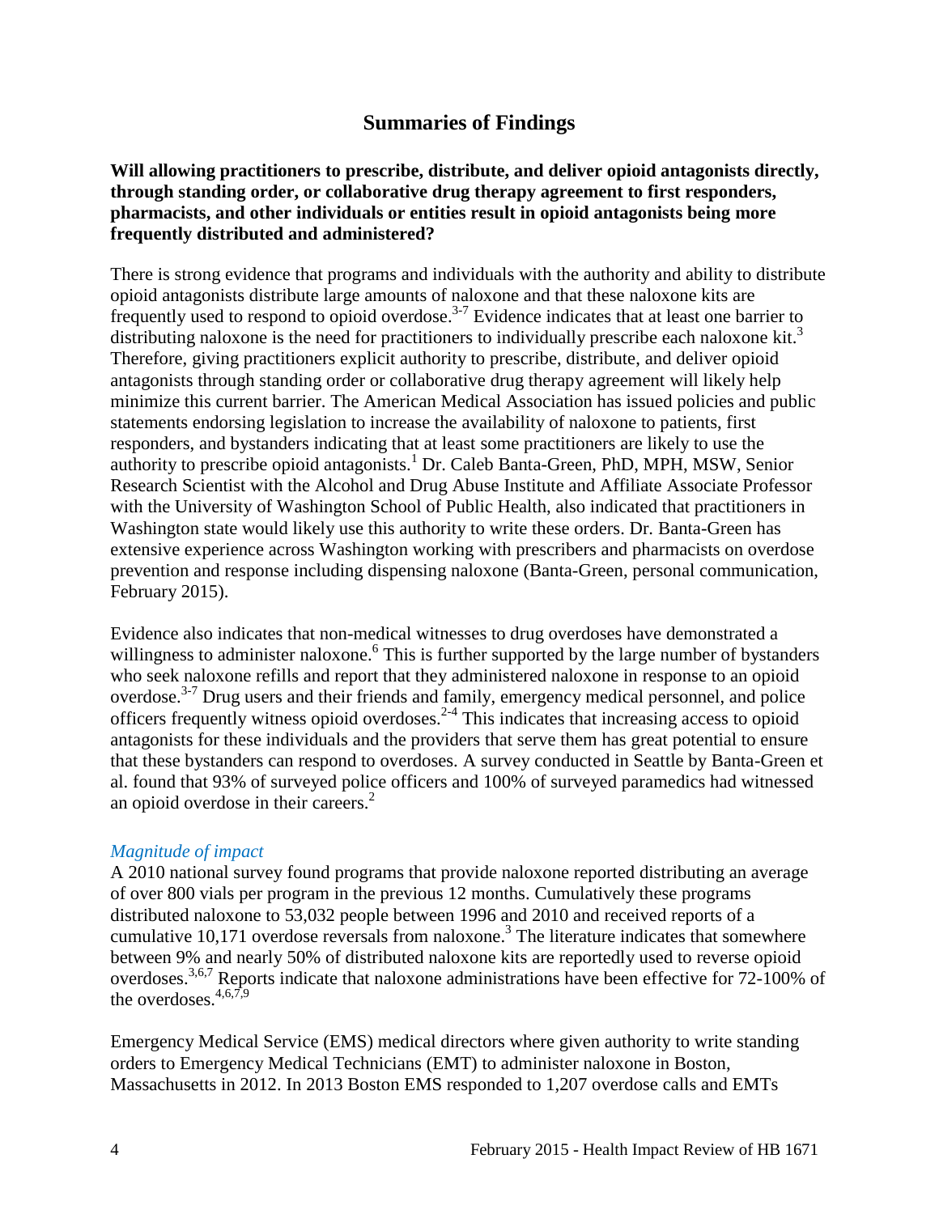## Summaries of Findings

**Will allowing practitioners to prescribe, distribute, and deliver opioid antagonists directly, through standing order, or collaborative drug therapy agreement to first responders, pharmacists, and other individuals or entities result in opioid antagonists being more frequently distributed and administered?**

There is strong evidence that programs and individuals with the authority and ability to distribute opioid antagonists distribute large amounts of naloxone and that these naloxone kits are frequently used to respond to opioid overdose.[3-7] Evidence indicates that at least one barrier to distributing naloxone is the need for practitioners to individually prescribe each naloxone kit.[3] Therefore, giving practitioners explicit authority to prescribe, distribute, and deliver opioid antagonists through standing order or collaborative drug therapy agreement will likely help minimize this current barrier. The American Medical Association has issued policies and public statements endorsing legislation to increase the availability of naloxone to patients, first responders, and bystanders indicating that at least some practitioners are likely to use the authority to prescribe opioid antagonists.[1] Dr. Caleb Banta-Green, PhD, MPH, MSW, Senior Research Scientist with the Alcohol and Drug Abuse Institute and Affiliate Associate Professor with the University of Washington School of Public Health, also indicated that practitioners in Washington state would likely use this authority to write these orders. Dr. Banta-Green has extensive experience across Washington working with prescribers and pharmacists on overdose prevention and response including dispensing naloxone (Banta-Green, personal communication, February 2015).

Evidence also indicates that non-medical witnesses to drug overdoses have demonstrated a willingness to administer naloxone.[6] This is further supported by the large number of bystanders who seek naloxone refills and report that they administered naloxone in response to an opioid overdose.[3-7] Drug users and their friends and family, emergency medical personnel, and police officers frequently witness opioid overdoses.[2-4] This indicates that increasing access to opioid antagonists for these individuals and the providers that serve them has great potential to ensure that these bystanders can respond to overdoses. A survey conducted in Seattle by Banta-Green et al. found that 93% of surveyed police officers and 100% of surveyed paramedics had witnessed an opioid overdose in their careers.[2]

*Magnitude of impact*

A 2010 national survey found programs that provide naloxone reported distributing an average of over 800 vials per program in the previous 12 months. Cumulatively these programs distributed naloxone to 53,032 people between 1996 and 2010 and received reports of a cumulative 10,171 overdose reversals from naloxone.[3] The literature indicates that somewhere between 9% and nearly 50% of distributed naloxone kits are reportedly used to reverse opioid overdoses.[3,6,7] Reports indicate that naloxone administrations have been effective for 72-100% of the overdoses.[4,6,7,9]

Emergency Medical Service (EMS) medical directors where given authority to write standing orders to Emergency Medical Technicians (EMT) to administer naloxone in Boston, Massachusetts in 2012. In 2013 Boston EMS responded to 1,207 overdose calls and EMTs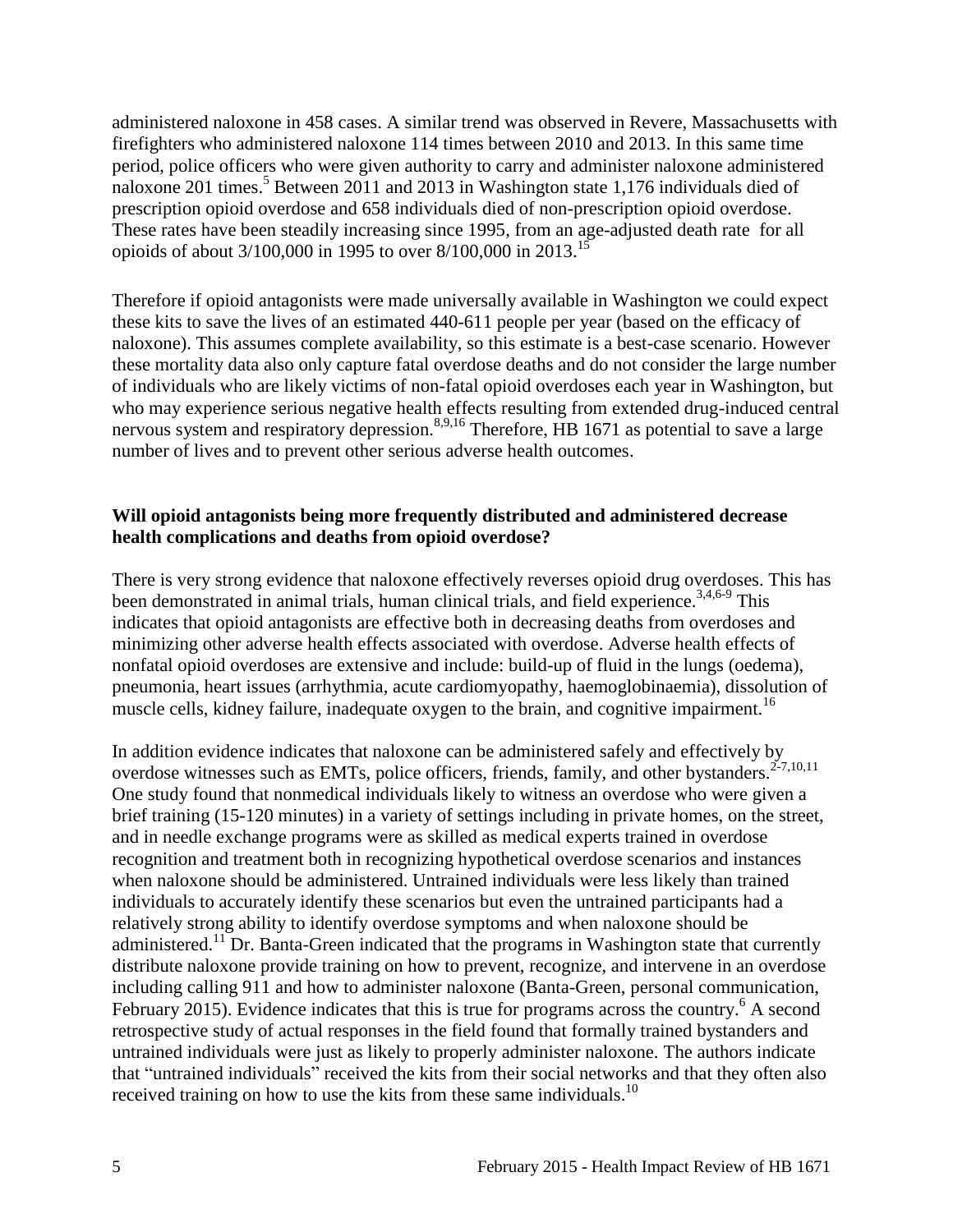administered naloxone in 458 cases. A similar trend was observed in Revere, Massachusetts with firefighters who administered naloxone 114 times between 2010 and 2013. In this same time period, police officers who were given authority to carry and administer naloxone administered naloxone 201 times.[5] Between 2011 and 2013 in Washington state 1,176 individuals died of prescription opioid overdose and 658 individuals died of non-prescription opioid overdose. These rates have been steadily increasing since 1995, from an age-adjusted death rate for all opioids of about 3/100,000 in 1995 to over 8/100,000 in 2013.[15]

Therefore if opioid antagonists were made universally available in Washington we could expect these kits to save the lives of an estimated 440-611 people per year (based on the efficacy of naloxone). This assumes complete availability, so this estimate is a best-case scenario. However these mortality data also only capture fatal overdose deaths and do not consider the large number of individuals who are likely victims of non-fatal opioid overdoses each year in Washington, but who may experience serious negative health effects resulting from extended drug-induced central nervous system and respiratory depression.[8,9,16] Therefore, HB 1671 as potential to save a large number of lives and to prevent other serious adverse health outcomes.

**Will opioid antagonists being more frequently distributed and administered decrease health complications and deaths from opioid overdose?**

There is very strong evidence that naloxone effectively reverses opioid drug overdoses. This has been demonstrated in animal trials, human clinical trials, and field experience.[3,4,6-9] This indicates that opioid antagonists are effective both in decreasing deaths from overdoses and minimizing other adverse health effects associated with overdose. Adverse health effects of nonfatal opioid overdoses are extensive and include: build-up of fluid in the lungs (oedema), pneumonia, heart issues (arrhythmia, acute cardiomyopathy, haemoglobinaemia), dissolution of muscle cells, kidney failure, inadequate oxygen to the brain, and cognitive impairment.[16]

In addition evidence indicates that naloxone can be administered safely and effectively by overdose witnesses such as EMTs, police officers, friends, family, and other bystanders.[2-7,10,11] One study found that nonmedical individuals likely to witness an overdose who were given a brief training (15-120 minutes) in a variety of settings including in private homes, on the street, and in needle exchange programs were as skilled as medical experts trained in overdose recognition and treatment both in recognizing hypothetical overdose scenarios and instances when naloxone should be administered. Untrained individuals were less likely than trained individuals to accurately identify these scenarios but even the untrained participants had a relatively strong ability to identify overdose symptoms and when naloxone should be administered.[11] Dr. Banta-Green indicated that the programs in Washington state that currently distribute naloxone provide training on how to prevent, recognize, and intervene in an overdose including calling 911 and how to administer naloxone (Banta-Green, personal communication, February 2015). Evidence indicates that this is true for programs across the country.[6] A second retrospective study of actual responses in the field found that formally trained bystanders and untrained individuals were just as likely to properly administer naloxone. The authors indicate that "untrained individuals" received the kits from their social networks and that they often also received training on how to use the kits from these same individuals.[10]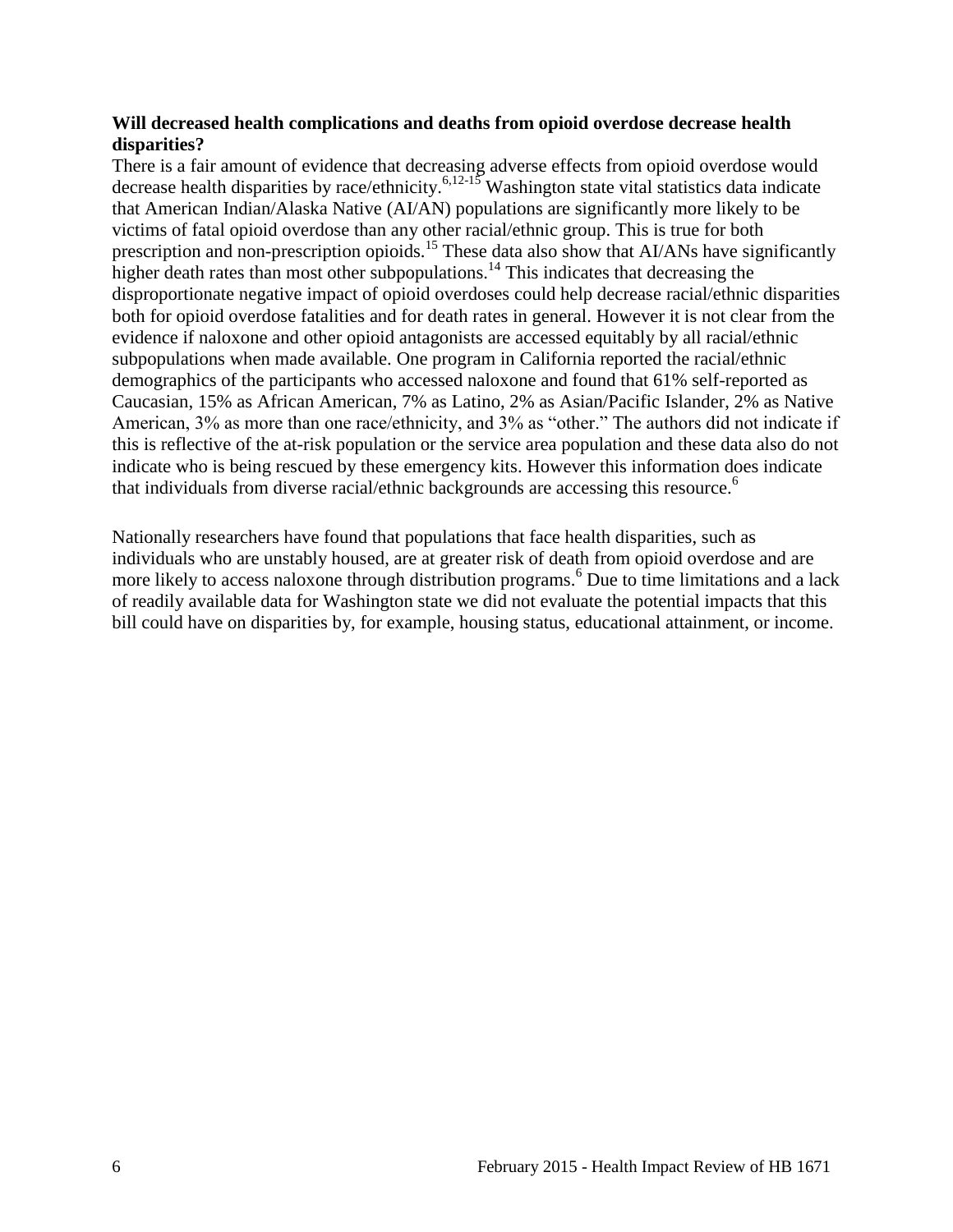**Will decreased health complications and deaths from opioid overdose decrease health disparities?**

There is a fair amount of evidence that decreasing adverse effects from opioid overdose would decrease health disparities by race/ethnicity.[6,12-15] Washington state vital statistics data indicate that American Indian/Alaska Native (AI/AN) populations are significantly more likely to be victims of fatal opioid overdose than any other racial/ethnic group. This is true for both prescription and non-prescription opioids.[15] These data also show that AI/ANs have significantly higher death rates than most other subpopulations.[14] This indicates that decreasing the disproportionate negative impact of opioid overdoses could help decrease racial/ethnic disparities both for opioid overdose fatalities and for death rates in general. However it is not clear from the evidence if naloxone and other opioid antagonists are accessed equitably by all racial/ethnic subpopulations when made available. One program in California reported the racial/ethnic demographics of the participants who accessed naloxone and found that 61% self-reported as Caucasian, 15% as African American, 7% as Latino, 2% as Asian/Pacific Islander, 2% as Native American, 3% as more than one race/ethnicity, and 3% as "other." The authors did not indicate if this is reflective of the at-risk population or the service area population and these data also do not indicate who is being rescued by these emergency kits. However this information does indicate that individuals from diverse racial/ethnic backgrounds are accessing this resource.[6]

Nationally researchers have found that populations that face health disparities, such as individuals who are unstably housed, are at greater risk of death from opioid overdose and are more likely to access naloxone through distribution programs.[6] Due to time limitations and a lack of readily available data for Washington state we did not evaluate the potential impacts that this bill could have on disparities by, for example, housing status, educational attainment, or income.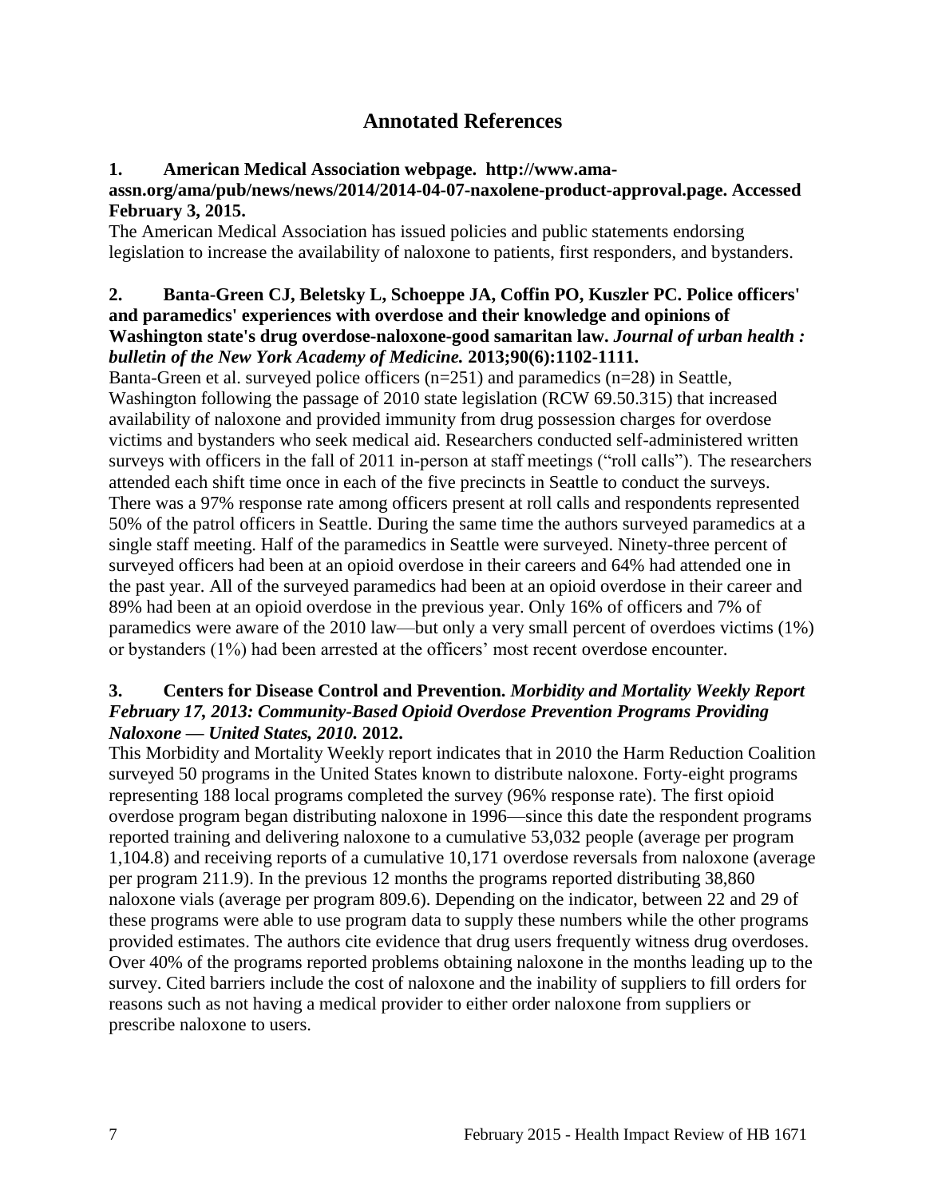## Annotated References

**1. American Medical Association webpage. http://www.ama-assn.org/ama/pub/news/news/2014/2014-04-07-naxolene-product-approval.page. Accessed February 3, 2015.**

The American Medical Association has issued policies and public statements endorsing legislation to increase the availability of naloxone to patients, first responders, and bystanders.

**2. Banta-Green CJ, Beletsky L, Schoeppe JA, Coffin PO, Kuszler PC. Police officers' and paramedics' experiences with overdose and their knowledge and opinions of Washington state's drug overdose-naloxone-good samaritan law. *Journal of urban health : bulletin of the New York Academy of Medicine.* 2013;90(6):1102-1111.**

Banta-Green et al. surveyed police officers (n=251) and paramedics (n=28) in Seattle, Washington following the passage of 2010 state legislation (RCW 69.50.315) that increased availability of naloxone and provided immunity from drug possession charges for overdose victims and bystanders who seek medical aid. Researchers conducted self-administered written surveys with officers in the fall of 2011 in-person at staff meetings ("roll calls"). The researchers attended each shift time once in each of the five precincts in Seattle to conduct the surveys. There was a 97% response rate among officers present at roll calls and respondents represented 50% of the patrol officers in Seattle. During the same time the authors surveyed paramedics at a single staff meeting. Half of the paramedics in Seattle were surveyed. Ninety-three percent of surveyed officers had been at an opioid overdose in their careers and 64% had attended one in the past year. All of the surveyed paramedics had been at an opioid overdose in their career and 89% had been at an opioid overdose in the previous year. Only 16% of officers and 7% of paramedics were aware of the 2010 law—but only a very small percent of overdoes victims (1%) or bystanders (1%) had been arrested at the officers' most recent overdose encounter.

**3. Centers for Disease Control and Prevention. *Morbidity and Mortality Weekly Report February 17, 2013: Community-Based Opioid Overdose Prevention Programs Providing Naloxone — United States, 2010.* 2012.**

This Morbidity and Mortality Weekly report indicates that in 2010 the Harm Reduction Coalition surveyed 50 programs in the United States known to distribute naloxone. Forty-eight programs representing 188 local programs completed the survey (96% response rate). The first opioid overdose program began distributing naloxone in 1996—since this date the respondent programs reported training and delivering naloxone to a cumulative 53,032 people (average per program 1,104.8) and receiving reports of a cumulative 10,171 overdose reversals from naloxone (average per program 211.9). In the previous 12 months the programs reported distributing 38,860 naloxone vials (average per program 809.6). Depending on the indicator, between 22 and 29 of these programs were able to use program data to supply these numbers while the other programs provided estimates. The authors cite evidence that drug users frequently witness drug overdoses. Over 40% of the programs reported problems obtaining naloxone in the months leading up to the survey. Cited barriers include the cost of naloxone and the inability of suppliers to fill orders for reasons such as not having a medical provider to either order naloxone from suppliers or prescribe naloxone to users.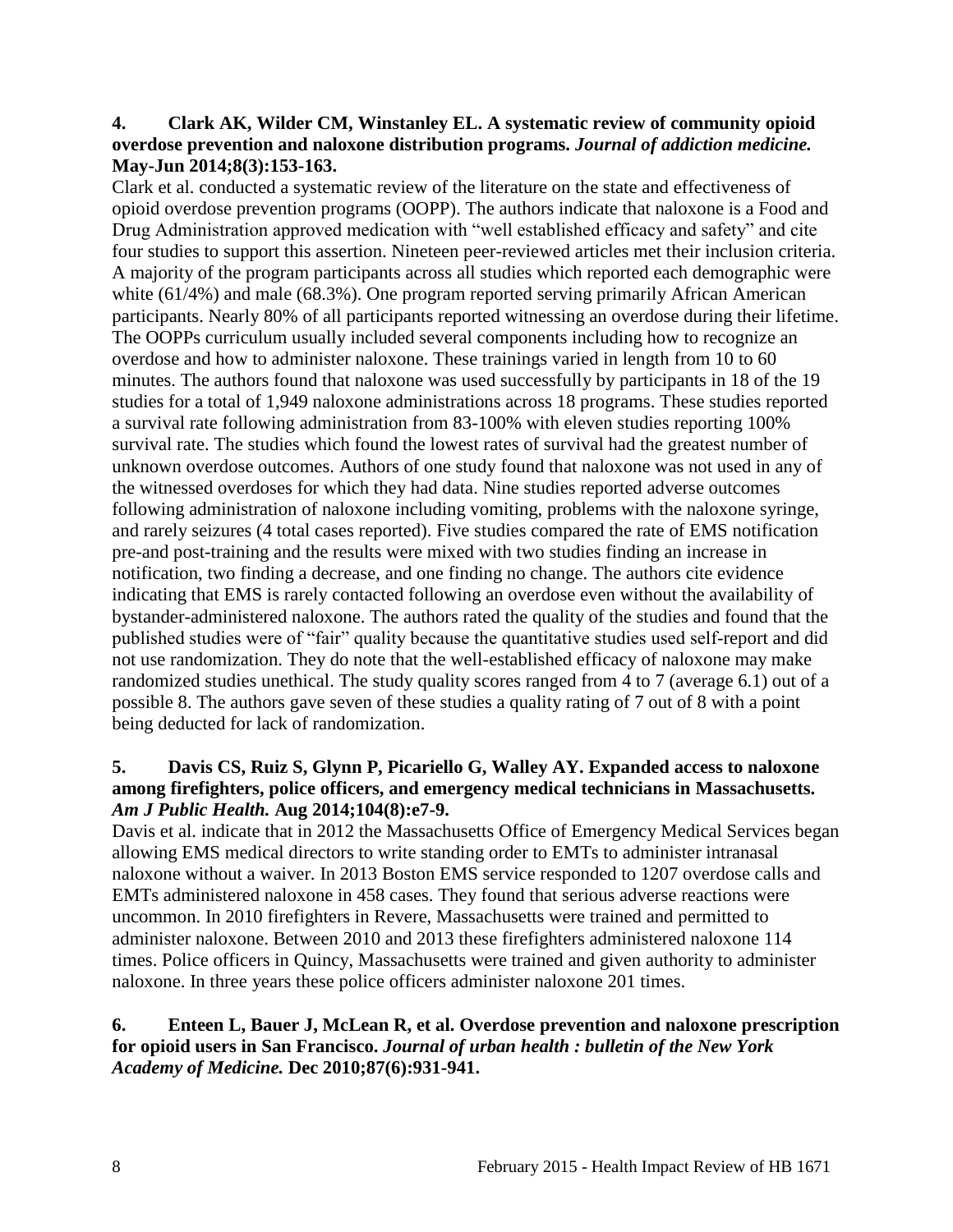**4. Clark AK, Wilder CM, Winstanley EL. A systematic review of community opioid overdose prevention and naloxone distribution programs. *Journal of addiction medicine.* May-Jun 2014;8(3):153-163.**

Clark et al. conducted a systematic review of the literature on the state and effectiveness of opioid overdose prevention programs (OOPP). The authors indicate that naloxone is a Food and Drug Administration approved medication with "well established efficacy and safety" and cite four studies to support this assertion. Nineteen peer-reviewed articles met their inclusion criteria. A majority of the program participants across all studies which reported each demographic were white (61/4%) and male (68.3%). One program reported serving primarily African American participants. Nearly 80% of all participants reported witnessing an overdose during their lifetime. The OOPPs curriculum usually included several components including how to recognize an overdose and how to administer naloxone. These trainings varied in length from 10 to 60 minutes. The authors found that naloxone was used successfully by participants in 18 of the 19 studies for a total of 1,949 naloxone administrations across 18 programs. These studies reported a survival rate following administration from 83-100% with eleven studies reporting 100% survival rate. The studies which found the lowest rates of survival had the greatest number of unknown overdose outcomes. Authors of one study found that naloxone was not used in any of the witnessed overdoses for which they had data. Nine studies reported adverse outcomes following administration of naloxone including vomiting, problems with the naloxone syringe, and rarely seizures (4 total cases reported). Five studies compared the rate of EMS notification pre-and post-training and the results were mixed with two studies finding an increase in notification, two finding a decrease, and one finding no change. The authors cite evidence indicating that EMS is rarely contacted following an overdose even without the availability of bystander-administered naloxone. The authors rated the quality of the studies and found that the published studies were of "fair" quality because the quantitative studies used self-report and did not use randomization. They do note that the well-established efficacy of naloxone may make randomized studies unethical. The study quality scores ranged from 4 to 7 (average 6.1) out of a possible 8. The authors gave seven of these studies a quality rating of 7 out of 8 with a point being deducted for lack of randomization.

**5. Davis CS, Ruiz S, Glynn P, Picariello G, Walley AY. Expanded access to naloxone among firefighters, police officers, and emergency medical technicians in Massachusetts. *Am J Public Health.* Aug 2014;104(8):e7-9.**

Davis et al. indicate that in 2012 the Massachusetts Office of Emergency Medical Services began allowing EMS medical directors to write standing order to EMTs to administer intranasal naloxone without a waiver. In 2013 Boston EMS service responded to 1207 overdose calls and EMTs administered naloxone in 458 cases. They found that serious adverse reactions were uncommon. In 2010 firefighters in Revere, Massachusetts were trained and permitted to administer naloxone. Between 2010 and 2013 these firefighters administered naloxone 114 times. Police officers in Quincy, Massachusetts were trained and given authority to administer naloxone. In three years these police officers administer naloxone 201 times.

**6. Enteen L, Bauer J, McLean R, et al. Overdose prevention and naloxone prescription for opioid users in San Francisco. *Journal of urban health : bulletin of the New York Academy of Medicine.* Dec 2010;87(6):931-941.**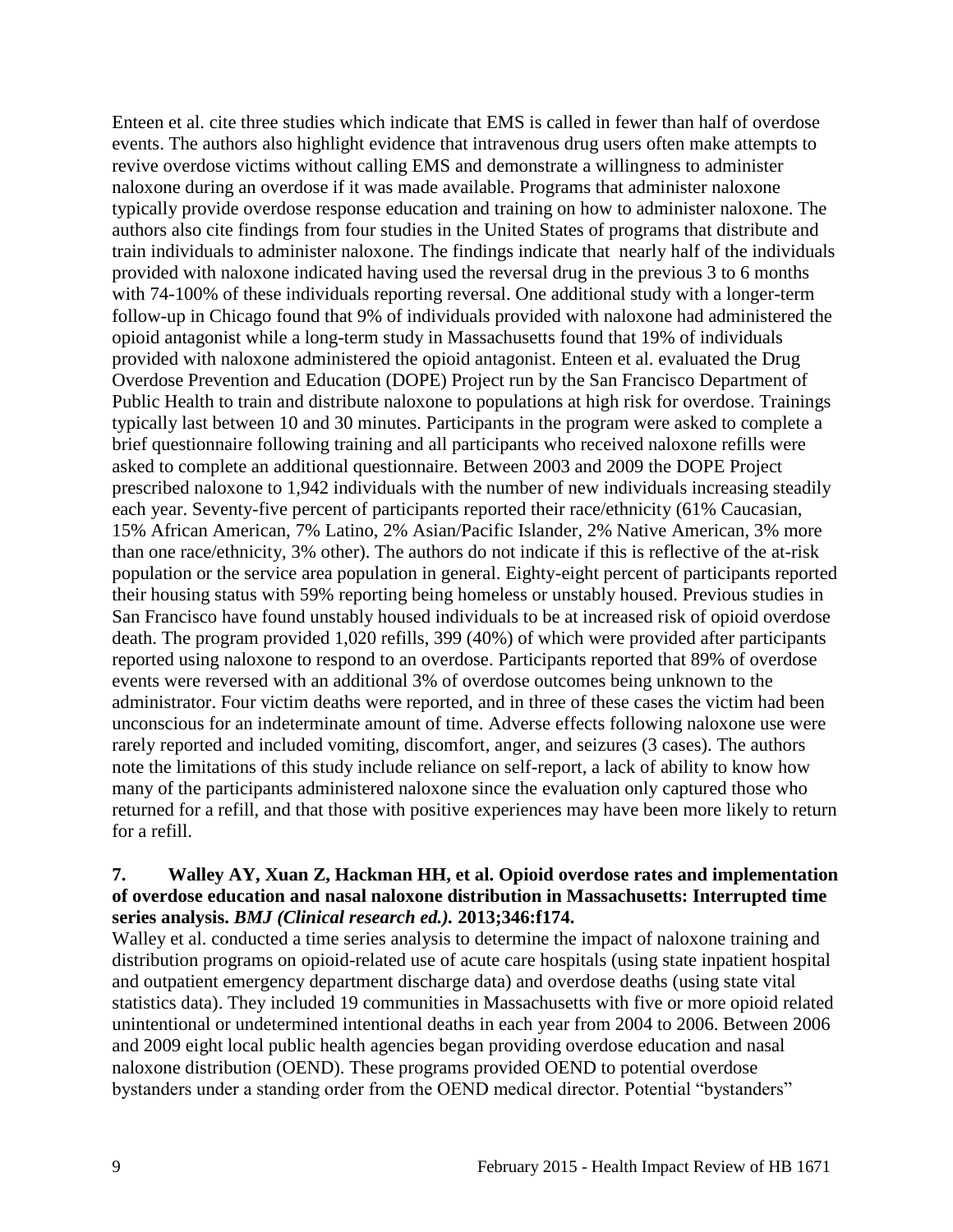Enteen et al. cite three studies which indicate that EMS is called in fewer than half of overdose events. The authors also highlight evidence that intravenous drug users often make attempts to revive overdose victims without calling EMS and demonstrate a willingness to administer naloxone during an overdose if it was made available. Programs that administer naloxone typically provide overdose response education and training on how to administer naloxone. The authors also cite findings from four studies in the United States of programs that distribute and train individuals to administer naloxone. The findings indicate that nearly half of the individuals provided with naloxone indicated having used the reversal drug in the previous 3 to 6 months with 74-100% of these individuals reporting reversal. One additional study with a longer-term follow-up in Chicago found that 9% of individuals provided with naloxone had administered the opioid antagonist while a long-term study in Massachusetts found that 19% of individuals provided with naloxone administered the opioid antagonist. Enteen et al. evaluated the Drug Overdose Prevention and Education (DOPE) Project run by the San Francisco Department of Public Health to train and distribute naloxone to populations at high risk for overdose. Trainings typically last between 10 and 30 minutes. Participants in the program were asked to complete a brief questionnaire following training and all participants who received naloxone refills were asked to complete an additional questionnaire. Between 2003 and 2009 the DOPE Project prescribed naloxone to 1,942 individuals with the number of new individuals increasing steadily each year. Seventy-five percent of participants reported their race/ethnicity (61% Caucasian, 15% African American, 7% Latino, 2% Asian/Pacific Islander, 2% Native American, 3% more than one race/ethnicity, 3% other). The authors do not indicate if this is reflective of the at-risk population or the service area population in general. Eighty-eight percent of participants reported their housing status with 59% reporting being homeless or unstably housed. Previous studies in San Francisco have found unstably housed individuals to be at increased risk of opioid overdose death. The program provided 1,020 refills, 399 (40%) of which were provided after participants reported using naloxone to respond to an overdose. Participants reported that 89% of overdose events were reversed with an additional 3% of overdose outcomes being unknown to the administrator. Four victim deaths were reported, and in three of these cases the victim had been unconscious for an indeterminate amount of time. Adverse effects following naloxone use were rarely reported and included vomiting, discomfort, anger, and seizures (3 cases). The authors note the limitations of this study include reliance on self-report, a lack of ability to know how many of the participants administered naloxone since the evaluation only captured those who returned for a refill, and that those with positive experiences may have been more likely to return for a refill.

**7. Walley AY, Xuan Z, Hackman HH, et al. Opioid overdose rates and implementation of overdose education and nasal naloxone distribution in Massachusetts: Interrupted time series analysis. *BMJ (Clinical research ed.).* 2013;346:f174.**

Walley et al. conducted a time series analysis to determine the impact of naloxone training and distribution programs on opioid-related use of acute care hospitals (using state inpatient hospital and outpatient emergency department discharge data) and overdose deaths (using state vital statistics data). They included 19 communities in Massachusetts with five or more opioid related unintentional or undetermined intentional deaths in each year from 2004 to 2006. Between 2006 and 2009 eight local public health agencies began providing overdose education and nasal naloxone distribution (OEND). These programs provided OEND to potential overdose bystanders under a standing order from the OEND medical director. Potential "bystanders"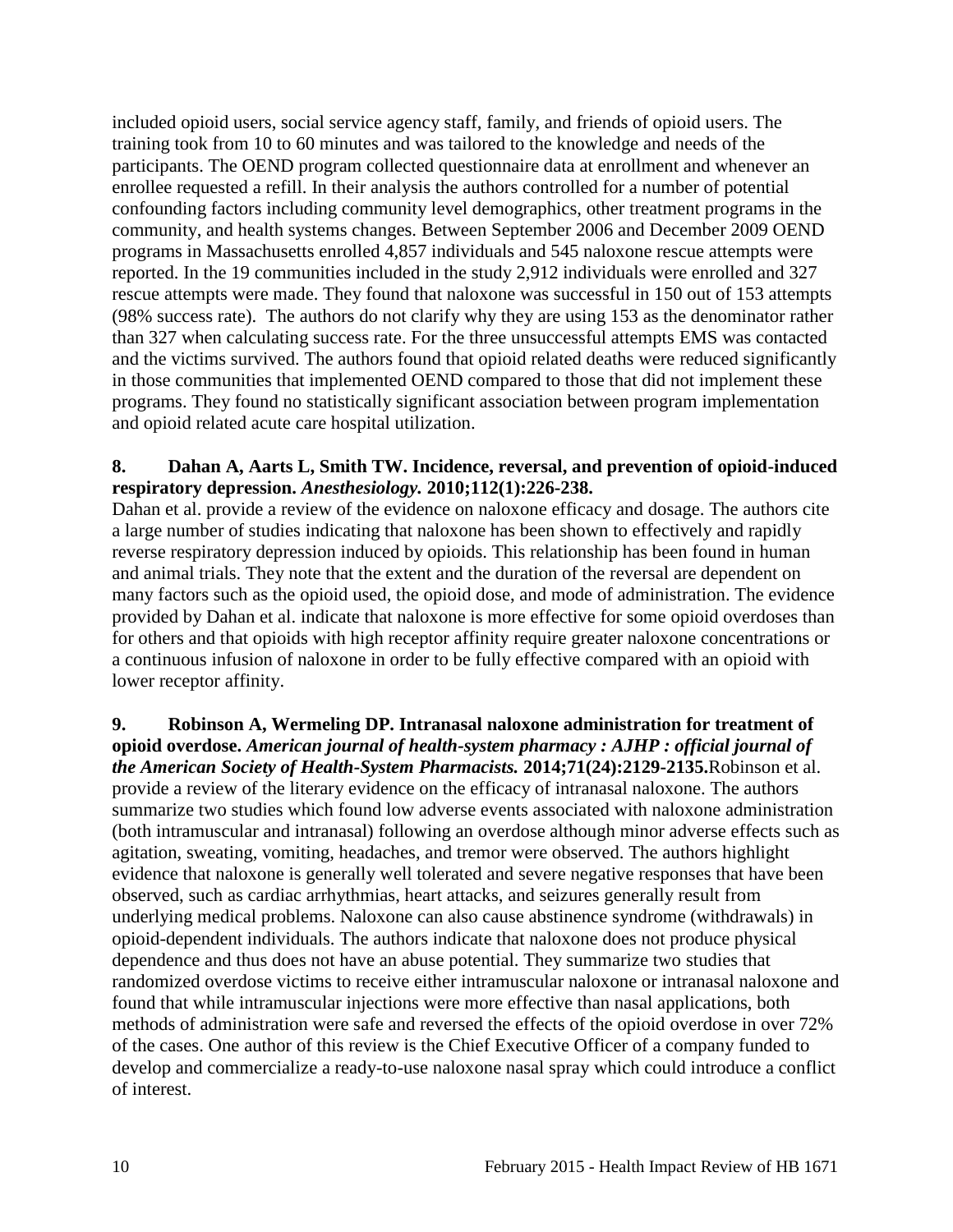included opioid users, social service agency staff, family, and friends of opioid users. The training took from 10 to 60 minutes and was tailored to the knowledge and needs of the participants. The OEND program collected questionnaire data at enrollment and whenever an enrollee requested a refill. In their analysis the authors controlled for a number of potential confounding factors including community level demographics, other treatment programs in the community, and health systems changes. Between September 2006 and December 2009 OEND programs in Massachusetts enrolled 4,857 individuals and 545 naloxone rescue attempts were reported. In the 19 communities included in the study 2,912 individuals were enrolled and 327 rescue attempts were made. They found that naloxone was successful in 150 out of 153 attempts (98% success rate). The authors do not clarify why they are using 153 as the denominator rather than 327 when calculating success rate. For the three unsuccessful attempts EMS was contacted and the victims survived. The authors found that opioid related deaths were reduced significantly in those communities that implemented OEND compared to those that did not implement these programs. They found no statistically significant association between program implementation and opioid related acute care hospital utilization.

**8. Dahan A, Aarts L, Smith TW. Incidence, reversal, and prevention of opioid-induced respiratory depression.** ***Anesthesiology.*** **2010;112(1):226-238.**

Dahan et al. provide a review of the evidence on naloxone efficacy and dosage. The authors cite a large number of studies indicating that naloxone has been shown to effectively and rapidly reverse respiratory depression induced by opioids. This relationship has been found in human and animal trials. They note that the extent and the duration of the reversal are dependent on many factors such as the opioid used, the opioid dose, and mode of administration. The evidence provided by Dahan et al. indicate that naloxone is more effective for some opioid overdoses than for others and that opioids with high receptor affinity require greater naloxone concentrations or a continuous infusion of naloxone in order to be fully effective compared with an opioid with lower receptor affinity.

**9. Robinson A, Wermeling DP. Intranasal naloxone administration for treatment of opioid overdose.** ***American journal of health-system pharmacy : AJHP : official journal of the American Society of Health-System Pharmacists.*** **2014;71(24):2129-2135.** Robinson et al. provide a review of the literary evidence on the efficacy of intranasal naloxone. The authors summarize two studies which found low adverse events associated with naloxone administration (both intramuscular and intranasal) following an overdose although minor adverse effects such as agitation, sweating, vomiting, headaches, and tremor were observed. The authors highlight evidence that naloxone is generally well tolerated and severe negative responses that have been observed, such as cardiac arrhythmias, heart attacks, and seizures generally result from underlying medical problems. Naloxone can also cause abstinence syndrome (withdrawals) in opioid-dependent individuals. The authors indicate that naloxone does not produce physical dependence and thus does not have an abuse potential. They summarize two studies that randomized overdose victims to receive either intramuscular naloxone or intranasal naloxone and found that while intramuscular injections were more effective than nasal applications, both methods of administration were safe and reversed the effects of the opioid overdose in over 72% of the cases. One author of this review is the Chief Executive Officer of a company funded to develop and commercialize a ready-to-use naloxone nasal spray which could introduce a conflict of interest.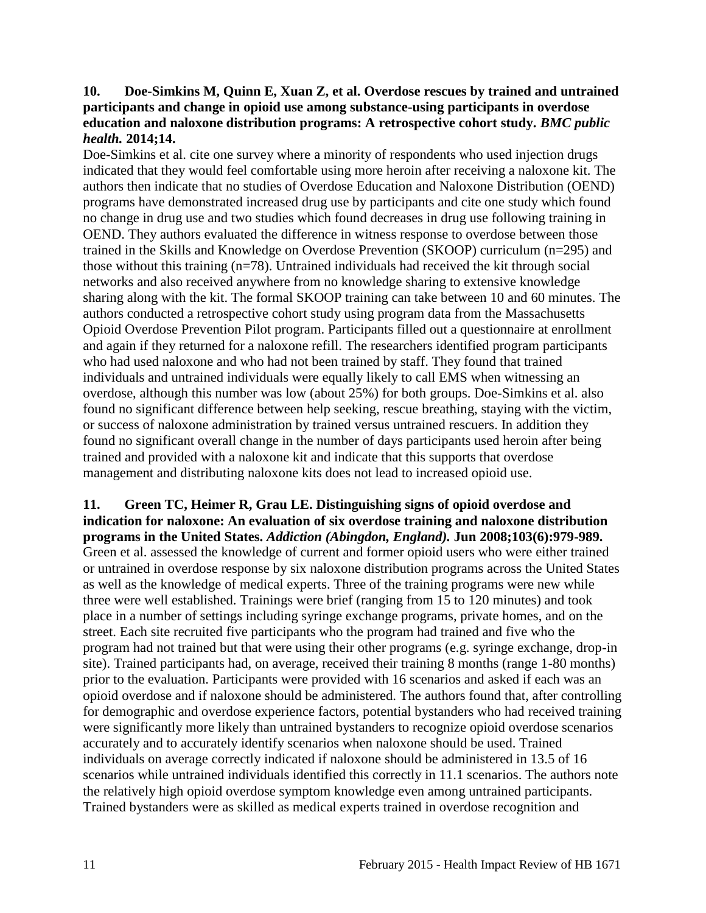**10. Doe-Simkins M, Quinn E, Xuan Z, et al. Overdose rescues by trained and untrained participants and change in opioid use among substance-using participants in overdose education and naloxone distribution programs: A retrospective cohort study. *BMC public health.* 2014;14.**

Doe-Simkins et al. cite one survey where a minority of respondents who used injection drugs indicated that they would feel comfortable using more heroin after receiving a naloxone kit. The authors then indicate that no studies of Overdose Education and Naloxone Distribution (OEND) programs have demonstrated increased drug use by participants and cite one study which found no change in drug use and two studies which found decreases in drug use following training in OEND. They authors evaluated the difference in witness response to overdose between those trained in the Skills and Knowledge on Overdose Prevention (SKOOP) curriculum (n=295) and those without this training (n=78). Untrained individuals had received the kit through social networks and also received anywhere from no knowledge sharing to extensive knowledge sharing along with the kit. The formal SKOOP training can take between 10 and 60 minutes. The authors conducted a retrospective cohort study using program data from the Massachusetts Opioid Overdose Prevention Pilot program. Participants filled out a questionnaire at enrollment and again if they returned for a naloxone refill. The researchers identified program participants who had used naloxone and who had not been trained by staff. They found that trained individuals and untrained individuals were equally likely to call EMS when witnessing an overdose, although this number was low (about 25%) for both groups. Doe-Simkins et al. also found no significant difference between help seeking, rescue breathing, staying with the victim, or success of naloxone administration by trained versus untrained rescuers. In addition they found no significant overall change in the number of days participants used heroin after being trained and provided with a naloxone kit and indicate that this supports that overdose management and distributing naloxone kits does not lead to increased opioid use.

**11. Green TC, Heimer R, Grau LE. Distinguishing signs of opioid overdose and indication for naloxone: An evaluation of six overdose training and naloxone distribution programs in the United States. *Addiction (Abingdon, England).* Jun 2008;103(6):979-989.**

Green et al. assessed the knowledge of current and former opioid users who were either trained or untrained in overdose response by six naloxone distribution programs across the United States as well as the knowledge of medical experts. Three of the training programs were new while three were well established. Trainings were brief (ranging from 15 to 120 minutes) and took place in a number of settings including syringe exchange programs, private homes, and on the street. Each site recruited five participants who the program had trained and five who the program had not trained but that were using their other programs (e.g. syringe exchange, drop-in site). Trained participants had, on average, received their training 8 months (range 1-80 months) prior to the evaluation. Participants were provided with 16 scenarios and asked if each was an opioid overdose and if naloxone should be administered. The authors found that, after controlling for demographic and overdose experience factors, potential bystanders who had received training were significantly more likely than untrained bystanders to recognize opioid overdose scenarios accurately and to accurately identify scenarios when naloxone should be used. Trained individuals on average correctly indicated if naloxone should be administered in 13.5 of 16 scenarios while untrained individuals identified this correctly in 11.1 scenarios. The authors note the relatively high opioid overdose symptom knowledge even among untrained participants. Trained bystanders were as skilled as medical experts trained in overdose recognition and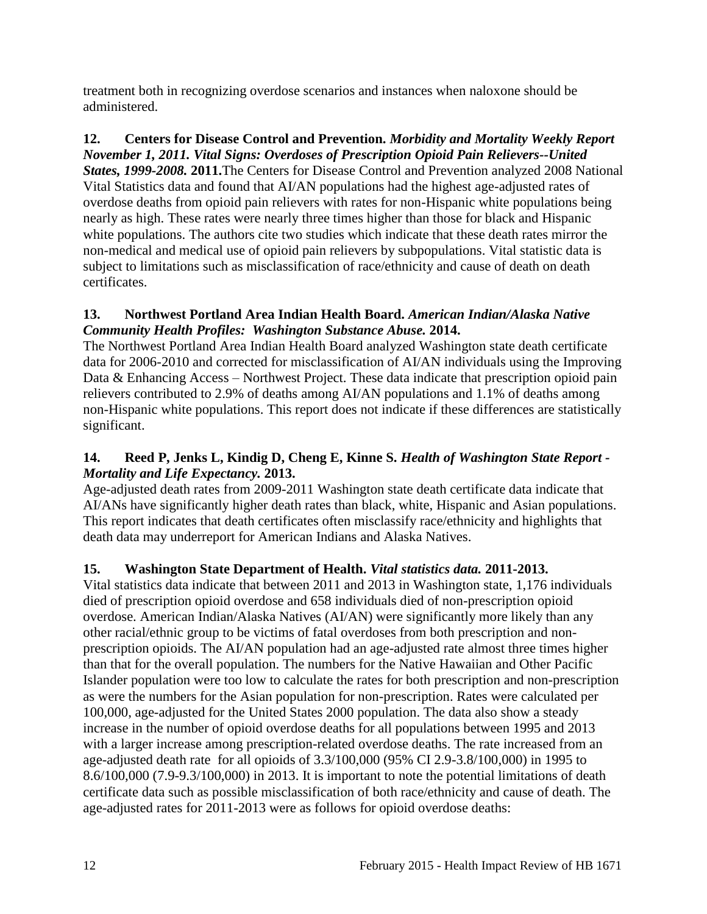treatment both in recognizing overdose scenarios and instances when naloxone should be administered.

**12. Centers for Disease Control and Prevention.** ***Morbidity and Mortality Weekly Report November 1, 2011. Vital Signs: Overdoses of Prescription Opioid Pain Relievers--United States, 1999-2008.*** **2011.** The Centers for Disease Control and Prevention analyzed 2008 National Vital Statistics data and found that AI/AN populations had the highest age-adjusted rates of overdose deaths from opioid pain relievers with rates for non-Hispanic white populations being nearly as high. These rates were nearly three times higher than those for black and Hispanic white populations. The authors cite two studies which indicate that these death rates mirror the non-medical and medical use of opioid pain relievers by subpopulations. Vital statistic data is subject to limitations such as misclassification of race/ethnicity and cause of death on death certificates.

**13. Northwest Portland Area Indian Health Board.** ***American Indian/Alaska Native Community Health Profiles: Washington Substance Abuse.*** **2014.**

The Northwest Portland Area Indian Health Board analyzed Washington state death certificate data for 2006-2010 and corrected for misclassification of AI/AN individuals using the Improving Data & Enhancing Access – Northwest Project. These data indicate that prescription opioid pain relievers contributed to 2.9% of deaths among AI/AN populations and 1.1% of deaths among non-Hispanic white populations. This report does not indicate if these differences are statistically significant.

**14. Reed P, Jenks L, Kindig D, Cheng E, Kinne S.** ***Health of Washington State Report - Mortality and Life Expectancy.*** **2013.**

Age-adjusted death rates from 2009-2011 Washington state death certificate data indicate that AI/ANs have significantly higher death rates than black, white, Hispanic and Asian populations. This report indicates that death certificates often misclassify race/ethnicity and highlights that death data may underreport for American Indians and Alaska Natives.

**15. Washington State Department of Health.** ***Vital statistics data.*** **2011-2013.**

Vital statistics data indicate that between 2011 and 2013 in Washington state, 1,176 individuals died of prescription opioid overdose and 658 individuals died of non-prescription opioid overdose. American Indian/Alaska Natives (AI/AN) were significantly more likely than any other racial/ethnic group to be victims of fatal overdoses from both prescription and non-prescription opioids. The AI/AN population had an age-adjusted rate almost three times higher than that for the overall population. The numbers for the Native Hawaiian and Other Pacific Islander population were too low to calculate the rates for both prescription and non-prescription as were the numbers for the Asian population for non-prescription. Rates were calculated per 100,000, age-adjusted for the United States 2000 population. The data also show a steady increase in the number of opioid overdose deaths for all populations between 1995 and 2013 with a larger increase among prescription-related overdose deaths. The rate increased from an age-adjusted death rate for all opioids of 3.3/100,000 (95% CI 2.9-3.8/100,000) in 1995 to 8.6/100,000 (7.9-9.3/100,000) in 2013. It is important to note the potential limitations of death certificate data such as possible misclassification of both race/ethnicity and cause of death. The age-adjusted rates for 2011-2013 were as follows for opioid overdose deaths: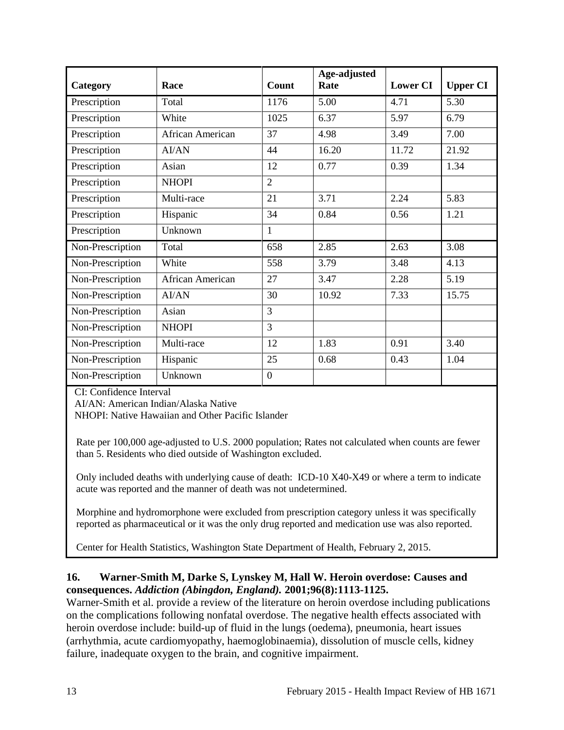| Category | Race | Count | Age-adjusted Rate | Lower CI | Upper CI |
|---|---|---|---|---|---|
| Prescription | Total | 1176 | 5.00 | 4.71 | 5.30 |
| Prescription | White | 1025 | 6.37 | 5.97 | 6.79 |
| Prescription | African American | 37 | 4.98 | 3.49 | 7.00 |
| Prescription | AI/AN | 44 | 16.20 | 11.72 | 21.92 |
| Prescription | Asian | 12 | 0.77 | 0.39 | 1.34 |
| Prescription | NHOPI | 2 | | | |
| Prescription | Multi-race | 21 | 3.71 | 2.24 | 5.83 |
| Prescription | Hispanic | 34 | 0.84 | 0.56 | 1.21 |
| Prescription | Unknown | 1 | | | |
| Non-Prescription | Total | 658 | 2.85 | 2.63 | 3.08 |
| Non-Prescription | White | 558 | 3.79 | 3.48 | 4.13 |
| Non-Prescription | African American | 27 | 3.47 | 2.28 | 5.19 |
| Non-Prescription | AI/AN | 30 | 10.92 | 7.33 | 15.75 |
| Non-Prescription | Asian | 3 | | | |
| Non-Prescription | NHOPI | 3 | | | |
| Non-Prescription | Multi-race | 12 | 1.83 | 0.91 | 3.40 |
| Non-Prescription | Hispanic | 25 | 0.68 | 0.43 | 1.04 |
| Non-Prescription | Unknown | 0 | | | |

CI: Confidence Interval
AI/AN: American Indian/Alaska Native
NHOPI: Native Hawaiian and Other Pacific Islander

Rate per 100,000 age-adjusted to U.S. 2000 population; Rates not calculated when counts are fewer than 5. Residents who died outside of Washington excluded.

Only included deaths with underlying cause of death: ICD-10 X40-X49 or where a term to indicate acute was reported and the manner of death was not undetermined.

Morphine and hydromorphone were excluded from prescription category unless it was specifically reported as pharmaceutical or it was the only drug reported and medication use was also reported.

Center for Health Statistics, Washington State Department of Health, February 2, 2015.

**16. Warner-Smith M, Darke S, Lynskey M, Hall W. Heroin overdose: Causes and consequences. *Addiction (Abingdon, England).* 2001;96(8):1113-1125.**

Warner-Smith et al. provide a review of the literature on heroin overdose including publications on the complications following nonfatal overdose. The negative health effects associated with heroin overdose include: build-up of fluid in the lungs (oedema), pneumonia, heart issues (arrhythmia, acute cardiomyopathy, haemoglobinaemia), dissolution of muscle cells, kidney failure, inadequate oxygen to the brain, and cognitive impairment.